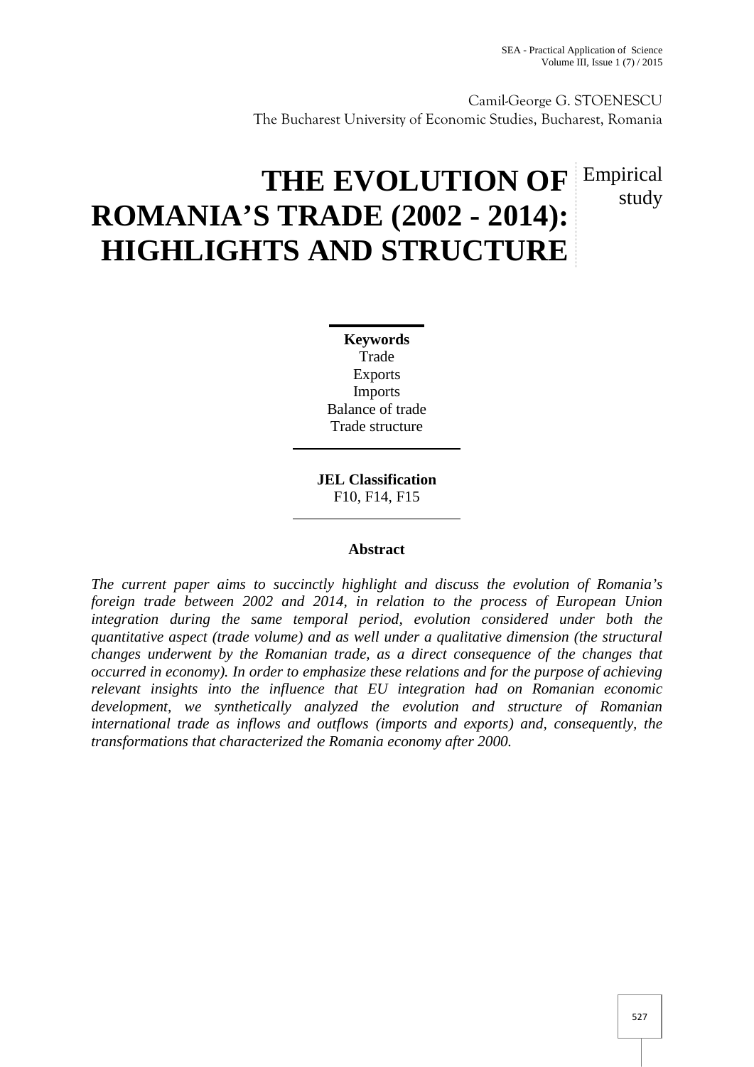Camil-George G. STOENESCU
The Bucharest University of Economic Studies, Bucharest, Romania

# THE EVOLUTION OF ROMANIA'S TRADE (2002 - 2014): HIGHLIGHTS AND STRUCTURE

Empirical study

**Keywords**
Trade
Exports
Imports
Balance of trade
Trade structure

**JEL Classification**
F10, F14, F15

**Abstract**

*The current paper aims to succinctly highlight and discuss the evolution of Romania's foreign trade between 2002 and 2014, in relation to the process of European Union integration during the same temporal period, evolution considered under both the quantitative aspect (trade volume) and as well under a qualitative dimension (the structural changes underwent by the Romanian trade, as a direct consequence of the changes that occurred in economy). In order to emphasize these relations and for the purpose of achieving relevant insights into the influence that EU integration had on Romanian economic development, we synthetically analyzed the evolution and structure of Romanian international trade as inflows and outflows (imports and exports) and, consequently, the transformations that characterized the Romania economy after 2000.*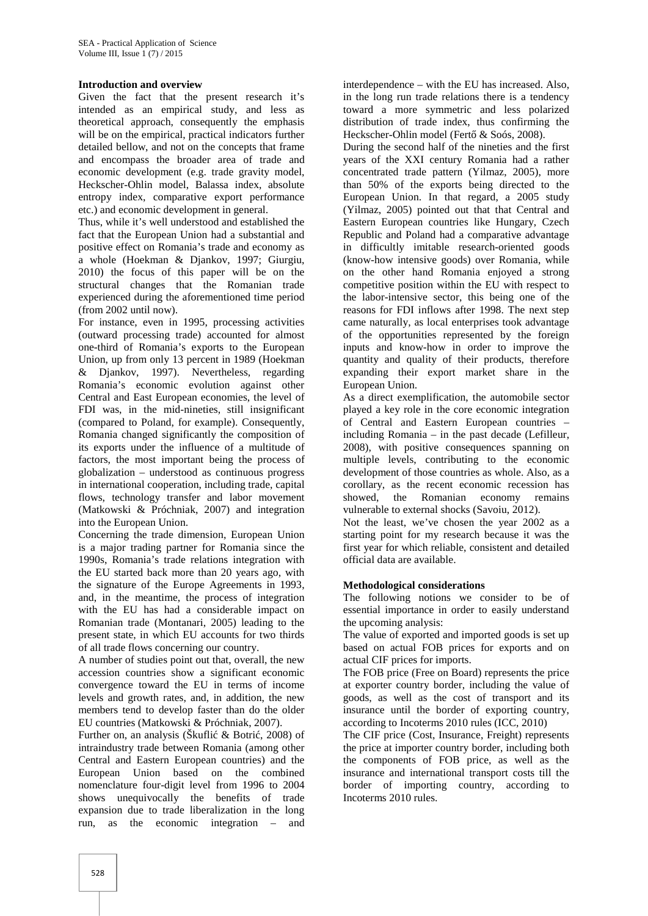**Introduction and overview**

Given the fact that the present research it's intended as an empirical study, and less as theoretical approach, consequently the emphasis will be on the empirical, practical indicators further detailed bellow, and not on the concepts that frame and encompass the broader area of trade and economic development (e.g. trade gravity model, Heckscher-Ohlin model, Balassa index, absolute entropy index, comparative export performance etc.) and economic development in general.

Thus, while it's well understood and established the fact that the European Union had a substantial and positive effect on Romania's trade and economy as a whole (Hoekman & Djankov, 1997; Giurgiu, 2010) the focus of this paper will be on the structural changes that the Romanian trade experienced during the aforementioned time period (from 2002 until now).

For instance, even in 1995, processing activities (outward processing trade) accounted for almost one-third of Romania's exports to the European Union, up from only 13 percent in 1989 (Hoekman & Djankov, 1997). Nevertheless, regarding Romania's economic evolution against other Central and East European economies, the level of FDI was, in the mid-nineties, still insignificant (compared to Poland, for example). Consequently, Romania changed significantly the composition of its exports under the influence of a multitude of factors, the most important being the process of globalization – understood as continuous progress in international cooperation, including trade, capital flows, technology transfer and labor movement (Matkowski & Próchniak, 2007) and integration into the European Union.

Concerning the trade dimension, European Union is a major trading partner for Romania since the 1990s, Romania's trade relations integration with the EU started back more than 20 years ago, with the signature of the Europe Agreements in 1993, and, in the meantime, the process of integration with the EU has had a considerable impact on Romanian trade (Montanari, 2005) leading to the present state, in which EU accounts for two thirds of all trade flows concerning our country.

A number of studies point out that, overall, the new accession countries show a significant economic convergence toward the EU in terms of income levels and growth rates, and, in addition, the new members tend to develop faster than do the older EU countries (Matkowski & Próchniak, 2007).

Further on, an analysis (Škuflić & Botrić, 2008) of intraindustry trade between Romania (among other Central and Eastern European countries) and the European Union based on the combined nomenclature four-digit level from 1996 to 2004 shows unequivocally the benefits of trade expansion due to trade liberalization in the long run, as the economic integration – and interdependence – with the EU has increased. Also, in the long run trade relations there is a tendency toward a more symmetric and less polarized distribution of trade index, thus confirming the Heckscher-Ohlin model (Fertő & Soós, 2008).

During the second half of the nineties and the first years of the XXI century Romania had a rather concentrated trade pattern (Yilmaz, 2005), more than 50% of the exports being directed to the European Union. In that regard, a 2005 study (Yilmaz, 2005) pointed out that that Central and Eastern European countries like Hungary, Czech Republic and Poland had a comparative advantage in difficultly imitable research-oriented goods (know-how intensive goods) over Romania, while on the other hand Romania enjoyed a strong competitive position within the EU with respect to the labor-intensive sector, this being one of the reasons for FDI inflows after 1998. The next step came naturally, as local enterprises took advantage of the opportunities represented by the foreign inputs and know-how in order to improve the quantity and quality of their products, therefore expanding their export market share in the European Union.

As a direct exemplification, the automobile sector played a key role in the core economic integration of Central and Eastern European countries – including Romania – in the past decade (Lefilleur, 2008), with positive consequences spanning on multiple levels, contributing to the economic development of those countries as whole. Also, as a corollary, as the recent economic recession has showed, the Romanian economy remains vulnerable to external shocks (Savoiu, 2012).

Not the least, we've chosen the year 2002 as a starting point for my research because it was the first year for which reliable, consistent and detailed official data are available.

**Methodological considerations**

The following notions we consider to be of essential importance in order to easily understand the upcoming analysis:

The value of exported and imported goods is set up based on actual FOB prices for exports and on actual CIF prices for imports.

The FOB price (Free on Board) represents the price at exporter country border, including the value of goods, as well as the cost of transport and its insurance until the border of exporting country, according to Incoterms 2010 rules (ICC, 2010)

The CIF price (Cost, Insurance, Freight) represents the price at importer country border, including both the components of FOB price, as well as the insurance and international transport costs till the border of importing country, according to Incoterms 2010 rules.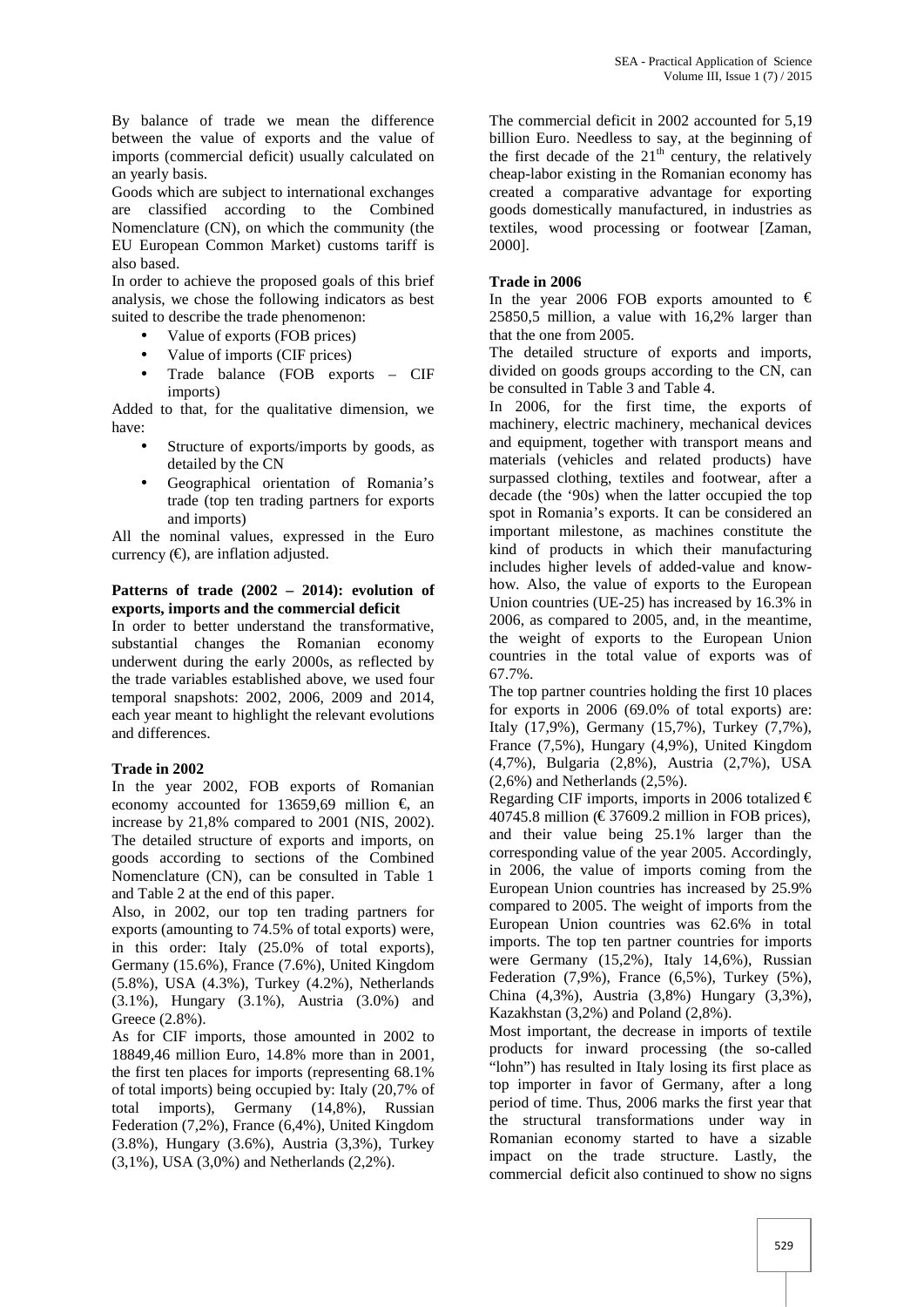By balance of trade we mean the difference between the value of exports and the value of imports (commercial deficit) usually calculated on an yearly basis.

Goods which are subject to international exchanges are classified according to the Combined Nomenclature (CN), on which the community (the EU European Common Market) customs tariff is also based.

In order to achieve the proposed goals of this brief analysis, we chose the following indicators as best suited to describe the trade phenomenon:

- Value of exports (FOB prices)
- Value of imports (CIF prices)
- Trade balance (FOB exports – CIF imports)

Added to that, for the qualitative dimension, we have:

- Structure of exports/imports by goods, as detailed by the CN
- Geographical orientation of Romania's trade (top ten trading partners for exports and imports)

All the nominal values, expressed in the Euro currency (€), are inflation adjusted.

**Patterns of trade (2002 – 2014): evolution of exports, imports and the commercial deficit**

In order to better understand the transformative, substantial changes the Romanian economy underwent during the early 2000s, as reflected by the trade variables established above, we used four temporal snapshots: 2002, 2006, 2009 and 2014, each year meant to highlight the relevant evolutions and differences.

**Trade in 2002**

In the year 2002, FOB exports of Romanian economy accounted for 13659,69 million €, an increase by 21,8% compared to 2001 (NIS, 2002). The detailed structure of exports and imports, on goods according to sections of the Combined Nomenclature (CN), can be consulted in Table 1 and Table 2 at the end of this paper.

Also, in 2002, our top ten trading partners for exports (amounting to 74.5% of total exports) were, in this order: Italy (25.0% of total exports), Germany (15.6%), France (7.6%), United Kingdom (5.8%), USA (4.3%), Turkey (4.2%), Netherlands (3.1%), Hungary (3.1%), Austria (3.0%) and Greece (2.8%).

As for CIF imports, those amounted in 2002 to 18849,46 million Euro, 14.8% more than in 2001, the first ten places for imports (representing 68.1% of total imports) being occupied by: Italy (20,7% of total imports), Germany (14,8%), Russian Federation (7,2%), France (6,4%), United Kingdom (3.8%), Hungary (3.6%), Austria (3,3%), Turkey (3,1%), USA (3,0%) and Netherlands (2,2%).

The commercial deficit in 2002 accounted for 5,19 billion Euro. Needless to say, at the beginning of the first decade of the 21[th] century, the relatively cheap-labor existing in the Romanian economy has created a comparative advantage for exporting goods domestically manufactured, in industries as textiles, wood processing or footwear [Zaman, 2000].

**Trade in 2006**

In the year 2006 FOB exports amounted to € 25850,5 million, a value with 16,2% larger than that the one from 2005.

The detailed structure of exports and imports, divided on goods groups according to the CN, can be consulted in Table 3 and Table 4.

In 2006, for the first time, the exports of machinery, electric machinery, mechanical devices and equipment, together with transport means and materials (vehicles and related products) have surpassed clothing, textiles and footwear, after a decade (the '90s) when the latter occupied the top spot in Romania's exports. It can be considered an important milestone, as machines constitute the kind of products in which their manufacturing includes higher levels of added-value and know-how. Also, the value of exports to the European Union countries (UE-25) has increased by 16.3% in 2006, as compared to 2005, and, in the meantime, the weight of exports to the European Union countries in the total value of exports was of 67.7%.

The top partner countries holding the first 10 places for exports in 2006 (69.0% of total exports) are: Italy (17,9%), Germany (15,7%), Turkey (7,7%), France (7,5%), Hungary (4,9%), United Kingdom (4,7%), Bulgaria (2,8%), Austria (2,7%), USA (2,6%) and Netherlands (2,5%).

Regarding CIF imports, imports in 2006 totalized € 40745.8 million (€ 37609.2 million in FOB prices), and their value being 25.1% larger than the corresponding value of the year 2005. Accordingly, in 2006, the value of imports coming from the European Union countries has increased by 25.9% compared to 2005. The weight of imports from the European Union countries was 62.6% in total imports. The top ten partner countries for imports were Germany (15,2%), Italy 14,6%), Russian Federation (7,9%), France (6,5%), Turkey (5%), China (4,3%), Austria (3,8%) Hungary (3,3%), Kazakhstan (3,2%) and Poland (2,8%).

Most important, the decrease in imports of textile products for inward processing (the so-called "lohn") has resulted in Italy losing its first place as top importer in favor of Germany, after a long period of time. Thus, 2006 marks the first year that the structural transformations under way in Romanian economy started to have a sizable impact on the trade structure. Lastly, the commercial deficit also continued to show no signs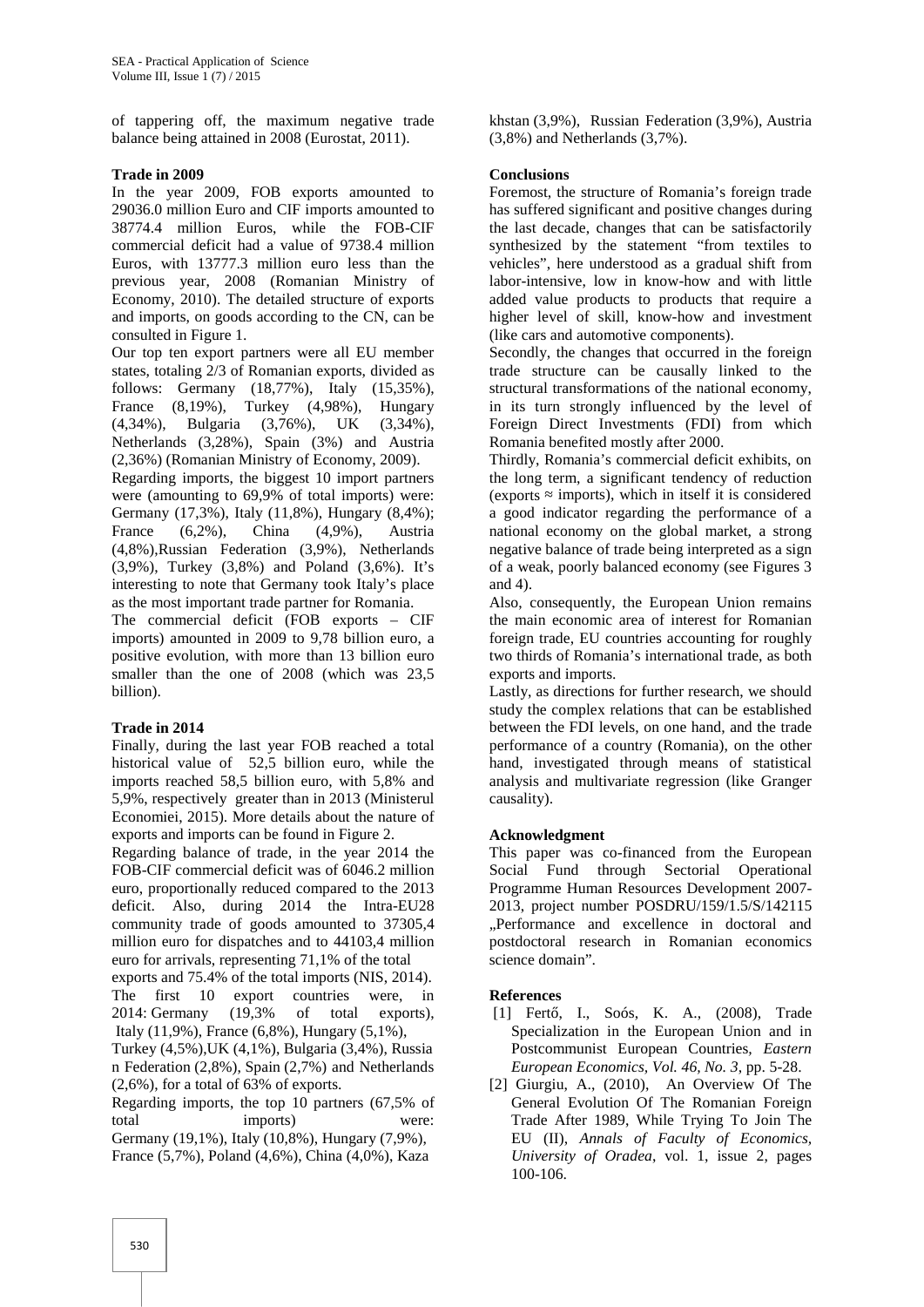of tappering off, the maximum negative trade balance being attained in 2008 (Eurostat, 2011).

**Trade in 2009**

In the year 2009, FOB exports amounted to 29036.0 million Euro and CIF imports amounted to 38774.4 million Euros, while the FOB-CIF commercial deficit had a value of 9738.4 million Euros, with 13777.3 million euro less than the previous year, 2008 (Romanian Ministry of Economy, 2010). The detailed structure of exports and imports, on goods according to the CN, can be consulted in Figure 1.

Our top ten export partners were all EU member states, totaling 2/3 of Romanian exports, divided as follows: Germany (18,77%), Italy (15,35%), France (8,19%), Turkey (4,98%), Hungary (4,34%), Bulgaria (3,76%), UK (3,34%), Netherlands (3,28%), Spain (3%) and Austria (2,36%) (Romanian Ministry of Economy, 2009).

Regarding imports, the biggest 10 import partners were (amounting to 69,9% of total imports) were: Germany (17,3%), Italy (11,8%), Hungary (8,4%); France (6,2%), China (4,9%), Austria (4,8%),Russian Federation (3,9%), Netherlands (3,9%), Turkey (3,8%) and Poland (3,6%). It's interesting to note that Germany took Italy's place as the most important trade partner for Romania.

The commercial deficit (FOB exports – CIF imports) amounted in 2009 to 9,78 billion euro, a positive evolution, with more than 13 billion euro smaller than the one of 2008 (which was 23,5 billion).

**Trade in 2014**

Finally, during the last year FOB reached a total historical value of 52,5 billion euro, while the imports reached 58,5 billion euro, with 5,8% and 5,9%, respectively greater than in 2013 (Ministerul Economiei, 2015). More details about the nature of exports and imports can be found in Figure 2.

Regarding balance of trade, in the year 2014 the FOB-CIF commercial deficit was of 6046.2 million euro, proportionally reduced compared to the 2013 deficit. Also, during 2014 the Intra-EU28 community trade of goods amounted to 37305,4 million euro for dispatches and to 44103,4 million euro for arrivals, representing 71,1% of the total exports and 75.4% of the total imports (NIS, 2014).

The first 10 export countries were, in 2014: Germany (19,3% of total exports), Italy (11,9%), France (6,8%), Hungary (5,1%), Turkey (4,5%),UK (4,1%), Bulgaria (3,4%), Russian Federation (2,8%), Spain (2,7%) and Netherlands (2,6%), for a total of 63% of exports.

Regarding imports, the top 10 partners (67,5% of total imports) were: Germany (19,1%), Italy (10,8%), Hungary (7,9%), France (5,7%), Poland (4,6%), China (4,0%), Kazakhstan (3,9%), Russian Federation (3,9%), Austria (3,8%) and Netherlands (3,7%).

**Conclusions**

Foremost, the structure of Romania's foreign trade has suffered significant and positive changes during the last decade, changes that can be satisfactorily synthesized by the statement "from textiles to vehicles", here understood as a gradual shift from labor-intensive, low in know-how and with little added value products to products that require a higher level of skill, know-how and investment (like cars and automotive components).

Secondly, the changes that occurred in the foreign trade structure can be causally linked to the structural transformations of the national economy, in its turn strongly influenced by the level of Foreign Direct Investments (FDI) from which Romania benefited mostly after 2000.

Thirdly, Romania's commercial deficit exhibits, on the long term, a significant tendency of reduction (exports ≈ imports), which in itself it is considered a good indicator regarding the performance of a national economy on the global market, a strong negative balance of trade being interpreted as a sign of a weak, poorly balanced economy (see Figures 3 and 4).

Also, consequently, the European Union remains the main economic area of interest for Romanian foreign trade, EU countries accounting for roughly two thirds of Romania's international trade, as both exports and imports.

Lastly, as directions for further research, we should study the complex relations that can be established between the FDI levels, on one hand, and the trade performance of a country (Romania), on the other hand, investigated through means of statistical analysis and multivariate regression (like Granger causality).

**Acknowledgment**

This paper was co-financed from the European Social Fund through Sectorial Operational Programme Human Resources Development 2007-2013, project number POSDRU/159/1.5/S/142115 „Performance and excellence in doctoral and postdoctoral research in Romanian economics science domain".

**References**

[1] Fertő, I., Soós, K. A., (2008), Trade Specialization in the European Union and in Postcommunist European Countries, *Eastern European Economics, Vol. 46, No. 3*, pp. 5-28.

[2] Giurgiu, A., (2010), An Overview Of The General Evolution Of The Romanian Foreign Trade After 1989, While Trying To Join The EU (II), *Annals of Faculty of Economics, University of Oradea*, vol. 1, issue 2, pages 100-106.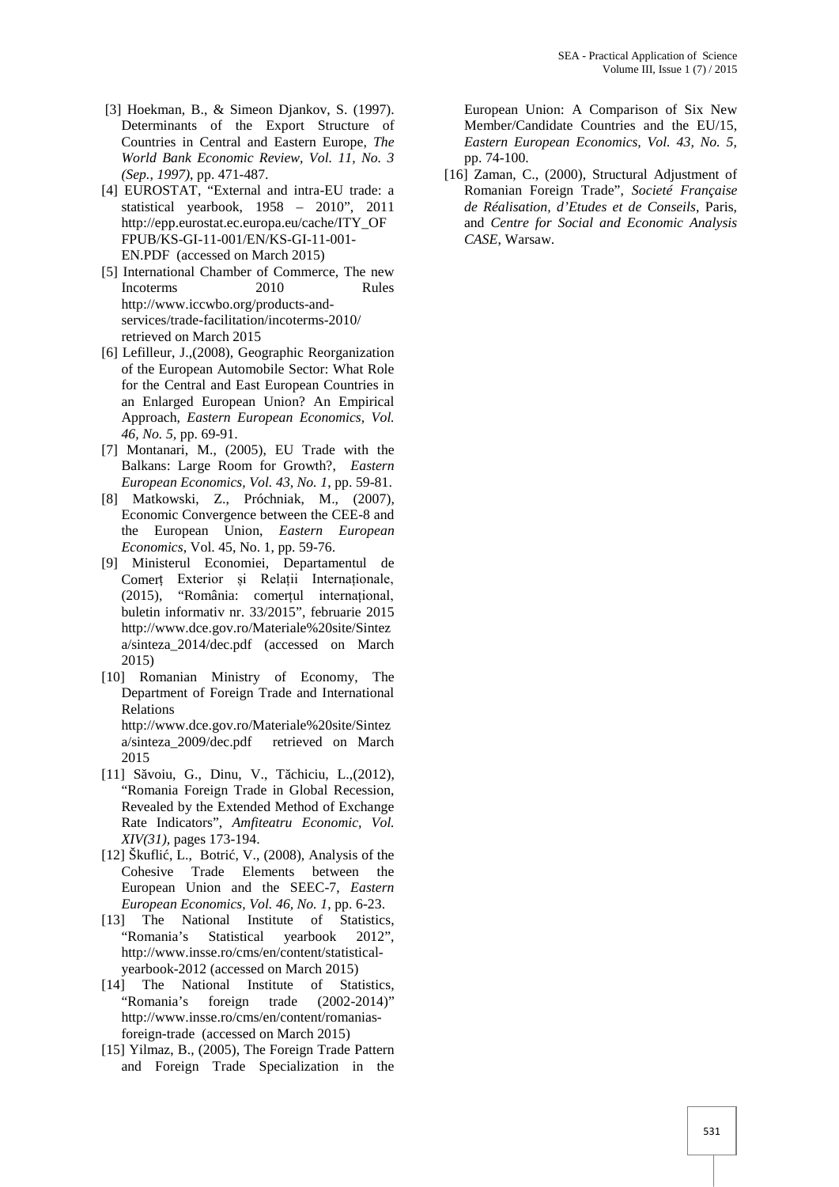[3] Hoekman, B., & Simeon Djankov, S. (1997). Determinants of the Export Structure of Countries in Central and Eastern Europe, *The World Bank Economic Review, Vol. 11, No. 3 (Sep., 1997)*, pp. 471-487.

[4] EUROSTAT, "External and intra-EU trade: a statistical yearbook, 1958 – 2010", 2011 http://epp.ec.europa.eu/cache/ITY_OFFPUB/KS-GI-11-001/EN/KS-GI-11-001-EN.PDF (accessed on March 2015)

[5] International Chamber of Commerce, The new Incoterms 2010 Rules http://www.iccwbo.org/products-and-services/trade-facilitation/incoterms-2010/ retrieved on March 2015

[6] Lefilleur, J.,(2008), Geographic Reorganization of the European Automobile Sector: What Role for the Central and East European Countries in an Enlarged European Union? An Empirical Approach, *Eastern European Economics, Vol. 46, No. 5,* pp. 69-91.

[7] Montanari, M., (2005), EU Trade with the Balkans: Large Room for Growth?, *Eastern European Economics, Vol. 43, No. 1,* pp. 59-81.

[8] Matkowski, Z., Próchniak, M., (2007), Economic Convergence between the CEE-8 and the European Union, *Eastern European Economics*, Vol. 45, No. 1, pp. 59-76.

[9] Ministerul Economiei, Departamentul de Comerț Exterior și Relații Internaționale, (2015), "România: comerțul internațional, buletin informativ nr. 33/2015", februarie 2015 http://www.dce.gov.ro/Materiale%20site/Sinteza/sinteza_2014/dec.pdf (accessed on March 2015)

[10] Romanian Ministry of Economy, The Department of Foreign Trade and International Relations http://www.dce.gov.ro/Materiale%20site/Sinteza/sinteza_2009/dec.pdf retrieved on March 2015

[11] Săvoiu, G., Dinu, V., Tăchiciu, L.,(2012), "Romania Foreign Trade in Global Recession, Revealed by the Extended Method of Exchange Rate Indicators", *Amfiteatru Economic, Vol. XIV(31),* pages 173-194.

[12] Škuflić, L., Botrić, V., (2008), Analysis of the Cohesive Trade Elements between the European Union and the SEEC-7, *Eastern European Economics, Vol. 46, No. 1*, pp. 6-23.

[13] The National Institute of Statistics, "Romania's Statistical yearbook 2012", http://www.insse.ro/cms/en/content/statistical-yearbook-2012 (accessed on March 2015)

[14] The National Institute of Statistics, "Romania's foreign trade (2002-2014)" http://www.insse.ro/cms/en/content/romanias-foreign-trade (accessed on March 2015)

[15] Yilmaz, B., (2005), The Foreign Trade Pattern and Foreign Trade Specialization in the European Union: A Comparison of Six New Member/Candidate Countries and the EU/15, *Eastern European Economics, Vol. 43, No. 5*, pp. 74-100.

[16] Zaman, C., (2000), Structural Adjustment of Romanian Foreign Trade", *Societé Française de Réalisation, d'Etudes et de Conseils*, Paris, and *Centre for Social and Economic Analysis CASE*, Warsaw.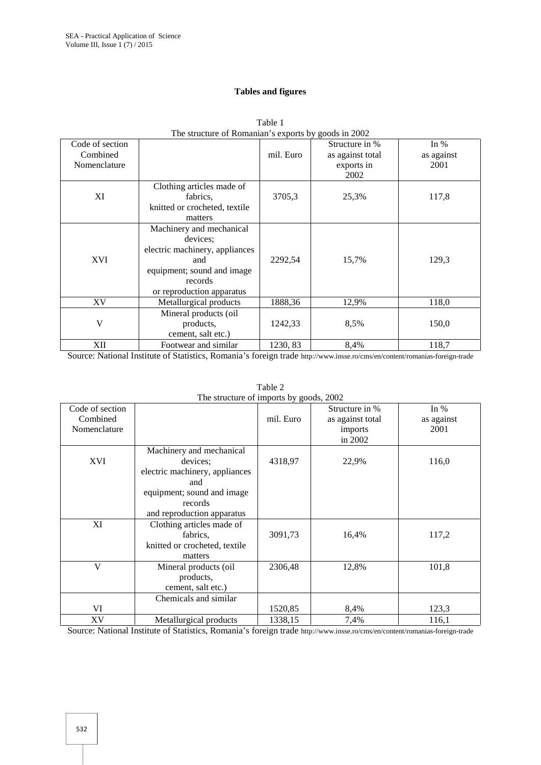**Tables and figures**

Table 1
The structure of Romanian's exports by goods in 2002

| Code of section Combined Nomenclature | | mil. Euro | Structure in % as against total exports in 2002 | In % as against 2001 |
|---|---|---|---|---|
| XI | Clothing articles made of fabrics, knitted or crocheted, textile matters | 3705,3 | 25,3% | 117,8 |
| XVI | Machinery and mechanical devices; electric machinery, appliances and equipment; sound and image records or reproduction apparatus | 2292,54 | 15,7% | 129,3 |
| XV | Metallurgical products | 1888,36 | 12,9% | 118,0 |
| V | Mineral products (oil products, cement, salt etc.) | 1242,33 | 8,5% | 150,0 |
| XII | Footwear and similar | 1230, 83 | 8,4% | 118,7 |

Source: National Institute of Statistics, Romania's foreign trade http://www.insse.ro/cms/en/content/romanias-foreign-trade

Table 2
The structure of imports by goods, 2002

| Code of section Combined Nomenclature | | mil. Euro | Structure in % as against total imports in 2002 | In % as against 2001 |
|---|---|---|---|---|
| XVI | Machinery and mechanical devices; electric machinery, appliances and equipment; sound and image records and reproduction apparatus | 4318,97 | 22,9% | 116,0 |
| XI | Clothing articles made of fabrics, knitted or crocheted, textile matters | 3091,73 | 16,4% | 117,2 |
| V | Mineral products (oil products, cement, salt etc.) | 2306,48 | 12,8% | 101,8 |
| VI | Chemicals and similar | 1520,85 | 8,4% | 123,3 |
| XV | Metallurgical products | 1338,15 | 7,4% | 116,1 |

Source: National Institute of Statistics, Romania's foreign trade http://www.insse.ro/cms/en/content/romanias-foreign-trade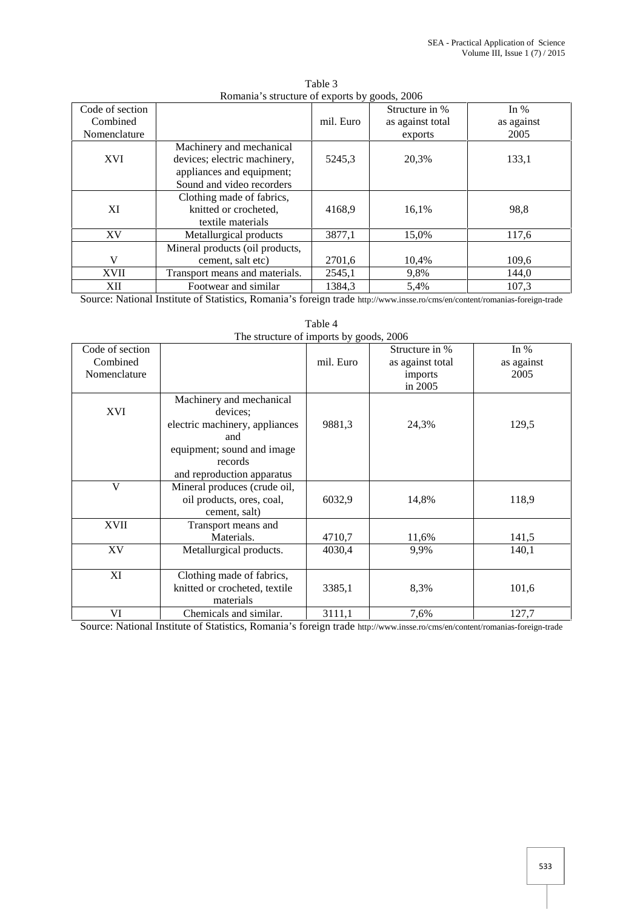Table 3
Romania's structure of exports by goods, 2006

| Code of section Combined Nomenclature | | mil. Euro | Structure in % as against total exports | In % as against 2005 |
|---|---|---|---|---|
| XVI | Machinery and mechanical devices; electric machinery, appliances and equipment; Sound and video recorders | 5245,3 | 20,3% | 133,1 |
| XI | Clothing made of fabrics, knitted or crocheted, textile materials | 4168,9 | 16,1% | 98,8 |
| XV | Metallurgical products | 3877,1 | 15,0% | 117,6 |
| V | Mineral products (oil products, cement, salt etc) | 2701,6 | 10,4% | 109,6 |
| XVII | Transport means and materials. | 2545,1 | 9,8% | 144,0 |
| XII | Footwear and similar | 1384,3 | 5,4% | 107,3 |

Source: National Institute of Statistics, Romania's foreign trade http://www.insse.ro/cms/en/content/romanias-foreign-trade

Table 4
The structure of imports by goods, 2006

| Code of section Combined Nomenclature | | mil. Euro | Structure in % as against total imports in 2005 | In % as against 2005 |
|---|---|---|---|---|
| XVI | Machinery and mechanical devices; electric machinery, appliances and equipment; sound and image records and reproduction apparatus | 9881,3 | 24,3% | 129,5 |
| V | Mineral produces (crude oil, oil products, ores, coal, cement, salt) | 6032,9 | 14,8% | 118,9 |
| XVII | Transport means and Materials. | 4710,7 | 11,6% | 141,5 |
| XV | Metallurgical products. | 4030,4 | 9,9% | 140,1 |
| XI | Clothing made of fabrics, knitted or crocheted, textile materials | 3385,1 | 8,3% | 101,6 |
| VI | Chemicals and similar. | 3111,1 | 7,6% | 127,7 |

Source: National Institute of Statistics, Romania's foreign trade http://www.insse.ro/cms/en/content/romanias-foreign-trade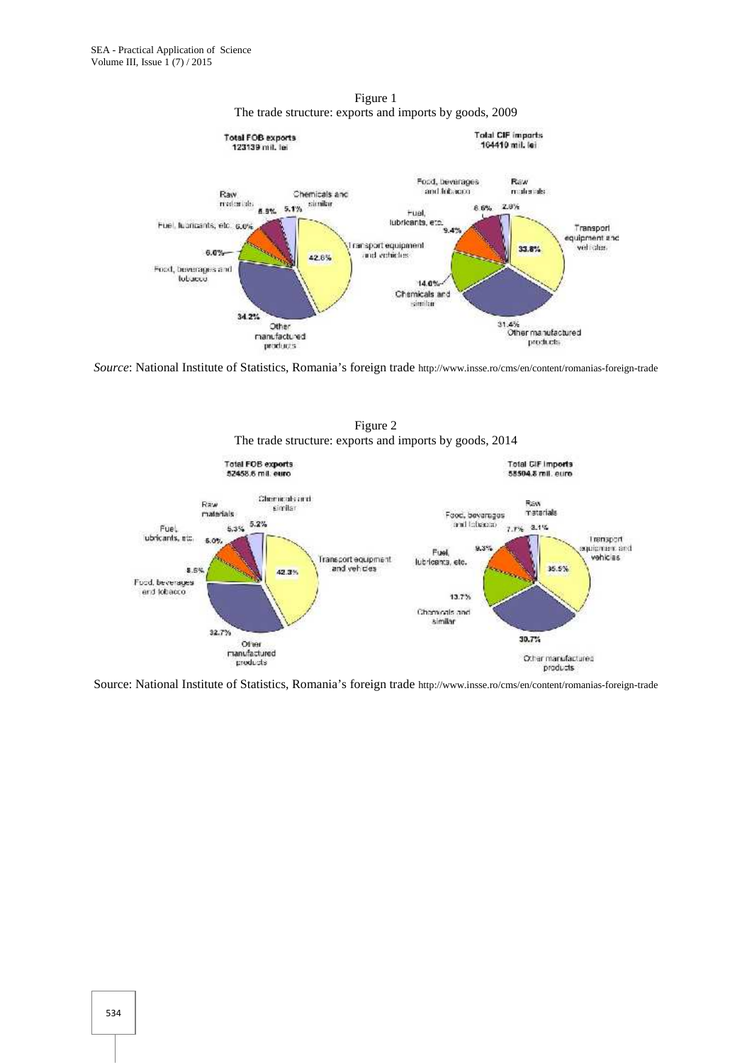Figure 1
The trade structure: exports and imports by goods, 2009

Total FOB exports 123139 mil. lei

Total CIF imports 164410 mil. lei

| Goods | Exports | Imports |
|---|---|---|
| Transport equipment and vehicles | 42.6% | 33.8% |
| Other manufactured products | 34.2% | 31.4% |
| Food, beverages and tobacco | 6.0% | 8.6% |
| Fuel, lubricants, etc. | 6.0% | 9.4% |
| Raw materials | 6.9% | 2.8% |
| Chemicals and similar | 5.1% | 14.0% |

*Source*: National Institute of Statistics, Romania's foreign trade http://www.insse.ro/cms/en/content/romanias-foreign-trade

Figure 2
The trade structure: exports and imports by goods, 2014

Total FOB exports 52458.6 mil. euro

Total CIF imports 58504.8 mil. euro

| Goods | Exports | Imports |
|---|---|---|
| Transport equipment and vehicles | 42.3% | 35.5% |
| Other manufactured products | 32.7% | 30.7% |
| Food, beverages and tobacco | 8.5% | 7.7% |
| Fuel, lubricants, etc. | 6.0% | 9.3% |
| Raw materials | 5.3% | 3.1% |
| Chemicals and similar | 5.2% | 13.7% |

Source: National Institute of Statistics, Romania's foreign trade http://www.insse.ro/cms/en/content/romanias-foreign-trade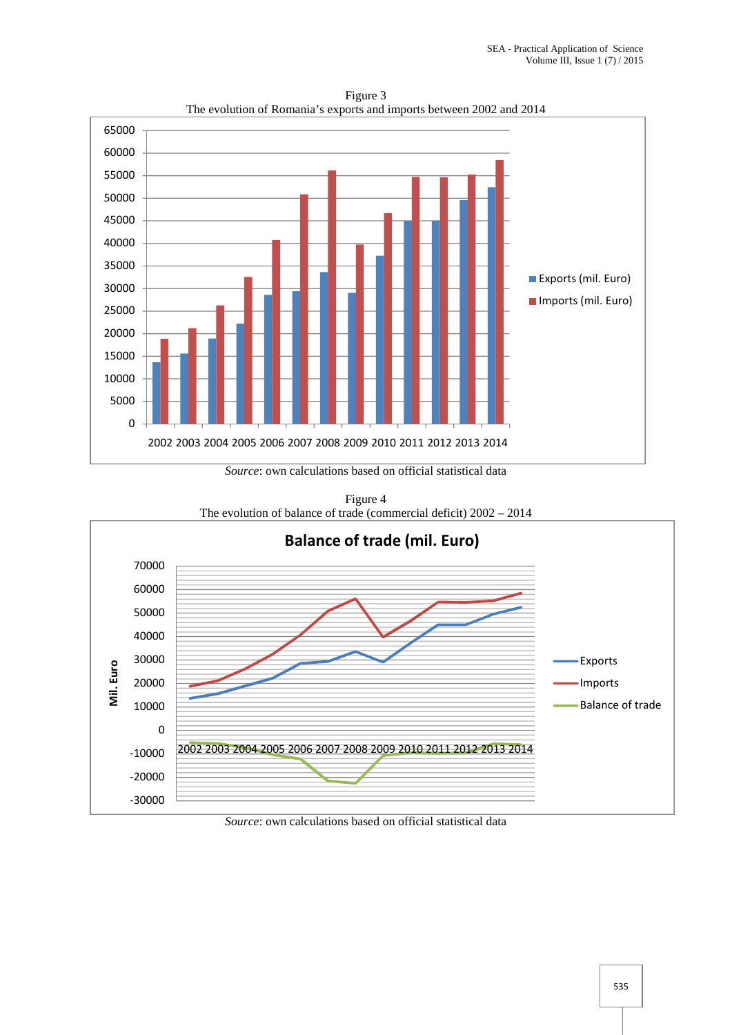Figure 3

The evolution of Romania's exports and imports between 2002 and 2014

*Source*: own calculations based on official statistical data

Figure 4

The evolution of balance of trade (commercial deficit) 2002 – 2014

*Source*: own calculations based on official statistical data